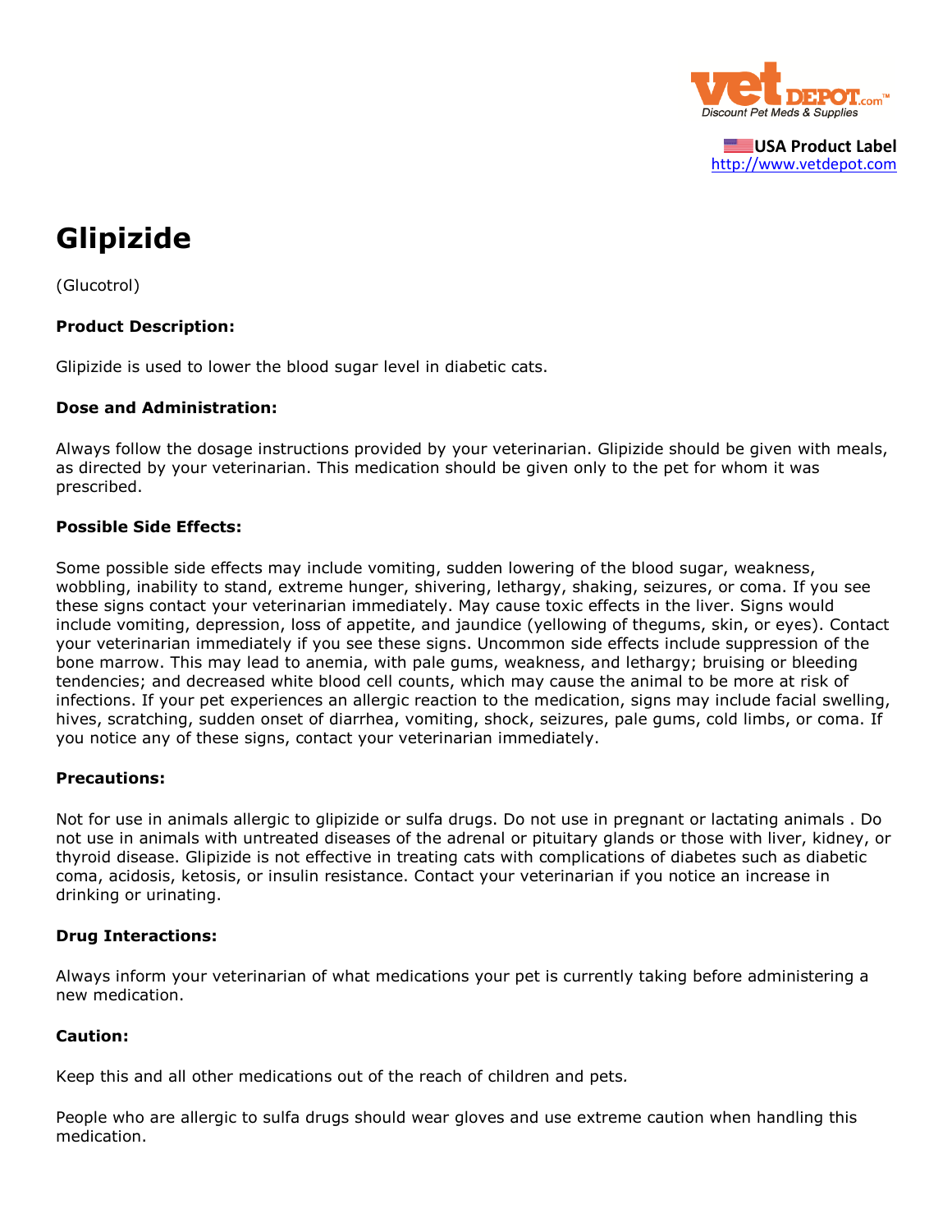USA Product Label
http://www.vetdepot.com

# Glipizide

(Glucotrol)

### Product Description:

Glipizide is used to lower the blood sugar level in diabetic cats.

### Dose and Administration:

Always follow the dosage instructions provided by your veterinarian. Glipizide should be given with meals, as directed by your veterinarian. This medication should be given only to the pet for whom it was prescribed.

### Possible Side Effects:

Some possible side effects may include vomiting, sudden lowering of the blood sugar, weakness, wobbling, inability to stand, extreme hunger, shivering, lethargy, shaking, seizures, or coma. If you see these signs contact your veterinarian immediately. May cause toxic effects in the liver. Signs would include vomiting, depression, loss of appetite, and jaundice (yellowing of thegums, skin, or eyes). Contact your veterinarian immediately if you see these signs. Uncommon side effects include suppression of the bone marrow. This may lead to anemia, with pale gums, weakness, and lethargy; bruising or bleeding tendencies; and decreased white blood cell counts, which may cause the animal to be more at risk of infections. If your pet experiences an allergic reaction to the medication, signs may include facial swelling, hives, scratching, sudden onset of diarrhea, vomiting, shock, seizures, pale gums, cold limbs, or coma. If you notice any of these signs, contact your veterinarian immediately.

### Precautions:

Not for use in animals allergic to glipizide or sulfa drugs. Do not use in pregnant or lactating animals . Do not use in animals with untreated diseases of the adrenal or pituitary glands or those with liver, kidney, or thyroid disease. Glipizide is not effective in treating cats with complications of diabetes such as diabetic coma, acidosis, ketosis, or insulin resistance. Contact your veterinarian if you notice an increase in drinking or urinating.

### Drug Interactions:

Always inform your veterinarian of what medications your pet is currently taking before administering a new medication.

### Caution:

Keep this and all other medications out of the reach of children and pets.

People who are allergic to sulfa drugs should wear gloves and use extreme caution when handling this medication.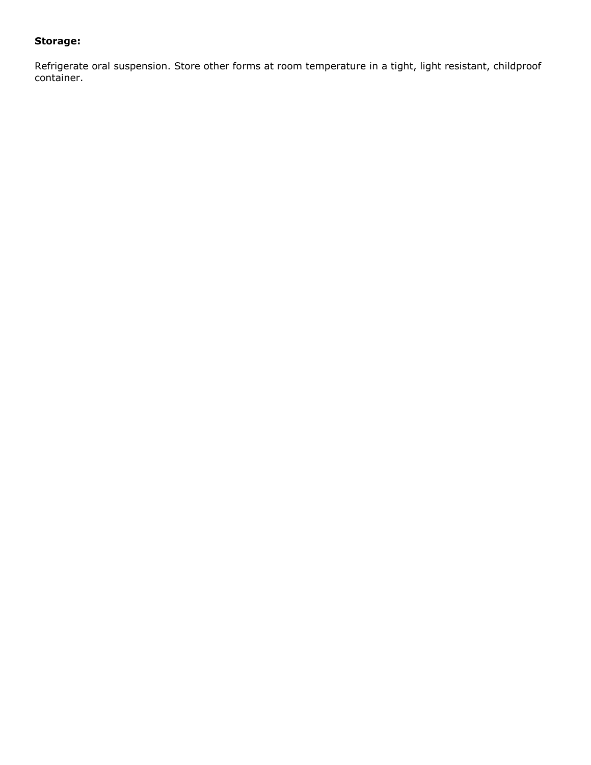**Storage:**

Refrigerate oral suspension. Store other forms at room temperature in a tight, light resistant, childproof container.